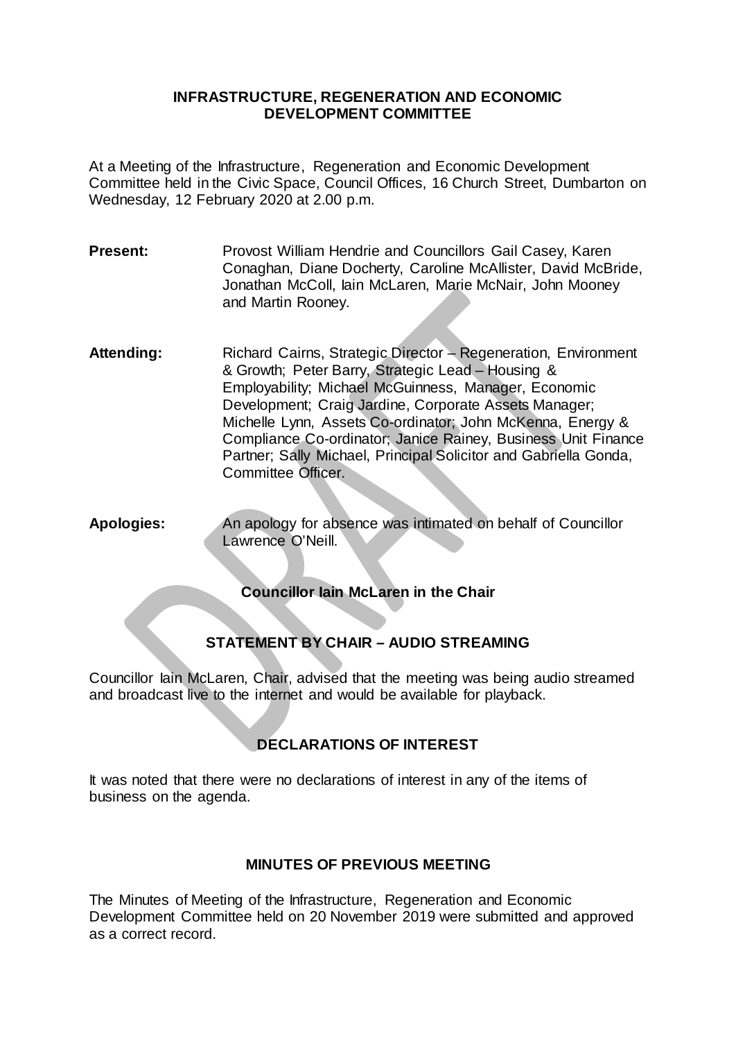# INFRASTRUCTURE, REGENERATION AND ECONOMIC DEVELOPMENT COMMITTEE

At a Meeting of the Infrastructure, Regeneration and Economic Development Committee held in the Civic Space, Council Offices, 16 Church Street, Dumbarton on Wednesday, 12 February 2020 at 2.00 p.m.

**Present:** Provost William Hendrie and Councillors Gail Casey, Karen Conaghan, Diane Docherty, Caroline McAllister, David McBride, Jonathan McColl, Iain McLaren, Marie McNair, John Mooney and Martin Rooney.

**Attending:** Richard Cairns, Strategic Director – Regeneration, Environment & Growth; Peter Barry, Strategic Lead – Housing & Employability; Michael McGuinness, Manager, Economic Development; Craig Jardine, Corporate Assets Manager; Michelle Lynn, Assets Co-ordinator; John McKenna, Energy & Compliance Co-ordinator; Janice Rainey, Business Unit Finance Partner; Sally Michael, Principal Solicitor and Gabriella Gonda, Committee Officer.

**Apologies:** An apology for absence was intimated on behalf of Councillor Lawrence O'Neill.

**Councillor Iain McLaren in the Chair**

## STATEMENT BY CHAIR – AUDIO STREAMING

Councillor Iain McLaren, Chair, advised that the meeting was being audio streamed and broadcast live to the internet and would be available for playback.

## DECLARATIONS OF INTEREST

It was noted that there were no declarations of interest in any of the items of business on the agenda.

## MINUTES OF PREVIOUS MEETING

The Minutes of Meeting of the Infrastructure, Regeneration and Economic Development Committee held on 20 November 2019 were submitted and approved as a correct record.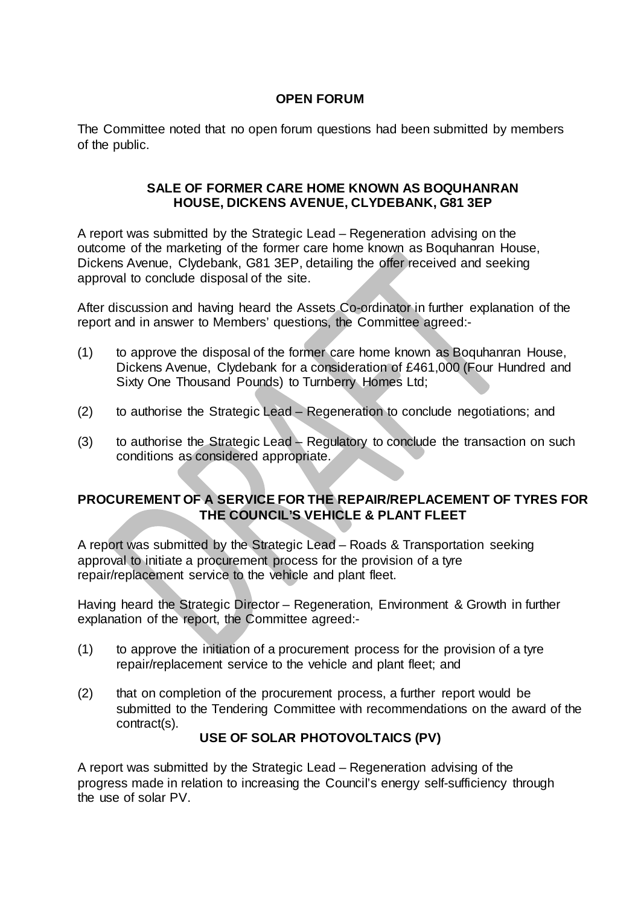**OPEN FORUM**

The Committee noted that no open forum questions had been submitted by members of the public.

**SALE OF FORMER CARE HOME KNOWN AS BOQUHANRAN HOUSE, DICKENS AVENUE, CLYDEBANK, G81 3EP**

A report was submitted by the Strategic Lead – Regeneration advising on the outcome of the marketing of the former care home known as Boquhanran House, Dickens Avenue, Clydebank, G81 3EP, detailing the offer received and seeking approval to conclude disposal of the site.

After discussion and having heard the Assets Co-ordinator in further explanation of the report and in answer to Members' questions, the Committee agreed:-

(1) to approve the disposal of the former care home known as Boquhanran House, Dickens Avenue, Clydebank for a consideration of £461,000 (Four Hundred and Sixty One Thousand Pounds) to Turnberry Homes Ltd;

(2) to authorise the Strategic Lead – Regeneration to conclude negotiations; and

(3) to authorise the Strategic Lead – Regulatory to conclude the transaction on such conditions as considered appropriate.

**PROCUREMENT OF A SERVICE FOR THE REPAIR/REPLACEMENT OF TYRES FOR THE COUNCIL'S VEHICLE & PLANT FLEET**

A report was submitted by the Strategic Lead – Roads & Transportation seeking approval to initiate a procurement process for the provision of a tyre repair/replacement service to the vehicle and plant fleet.

Having heard the Strategic Director – Regeneration, Environment & Growth in further explanation of the report, the Committee agreed:-

(1) to approve the initiation of a procurement process for the provision of a tyre repair/replacement service to the vehicle and plant fleet; and

(2) that on completion of the procurement process, a further report would be submitted to the Tendering Committee with recommendations on the award of the contract(s).

**USE OF SOLAR PHOTOVOLTAICS (PV)**

A report was submitted by the Strategic Lead – Regeneration advising of the progress made in relation to increasing the Council's energy self-sufficiency through the use of solar PV.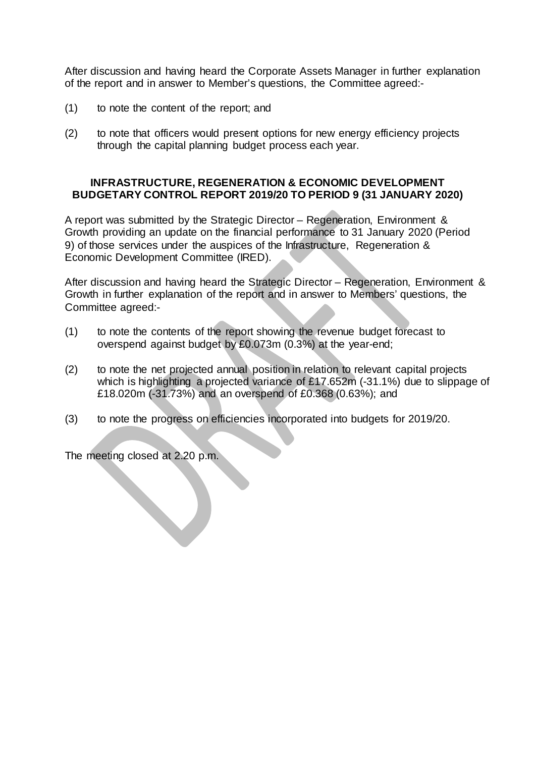After discussion and having heard the Corporate Assets Manager in further explanation of the report and in answer to Member's questions, the Committee agreed:-

(1) to note the content of the report; and

(2) to note that officers would present options for new energy efficiency projects through the capital planning budget process each year.

## INFRASTRUCTURE, REGENERATION & ECONOMIC DEVELOPMENT BUDGETARY CONTROL REPORT 2019/20 TO PERIOD 9 (31 JANUARY 2020)

A report was submitted by the Strategic Director – Regeneration, Environment & Growth providing an update on the financial performance to 31 January 2020 (Period 9) of those services under the auspices of the Infrastructure, Regeneration & Economic Development Committee (IRED).

After discussion and having heard the Strategic Director – Regeneration, Environment & Growth in further explanation of the report and in answer to Members' questions, the Committee agreed:-

(1) to note the contents of the report showing the revenue budget forecast to overspend against budget by £0.073m (0.3%) at the year-end;

(2) to note the net projected annual position in relation to relevant capital projects which is highlighting a projected variance of £17.652m (-31.1%) due to slippage of £18.020m (-31.73%) and an overspend of £0.368 (0.63%); and

(3) to note the progress on efficiencies incorporated into budgets for 2019/20.

The meeting closed at 2.20 p.m.